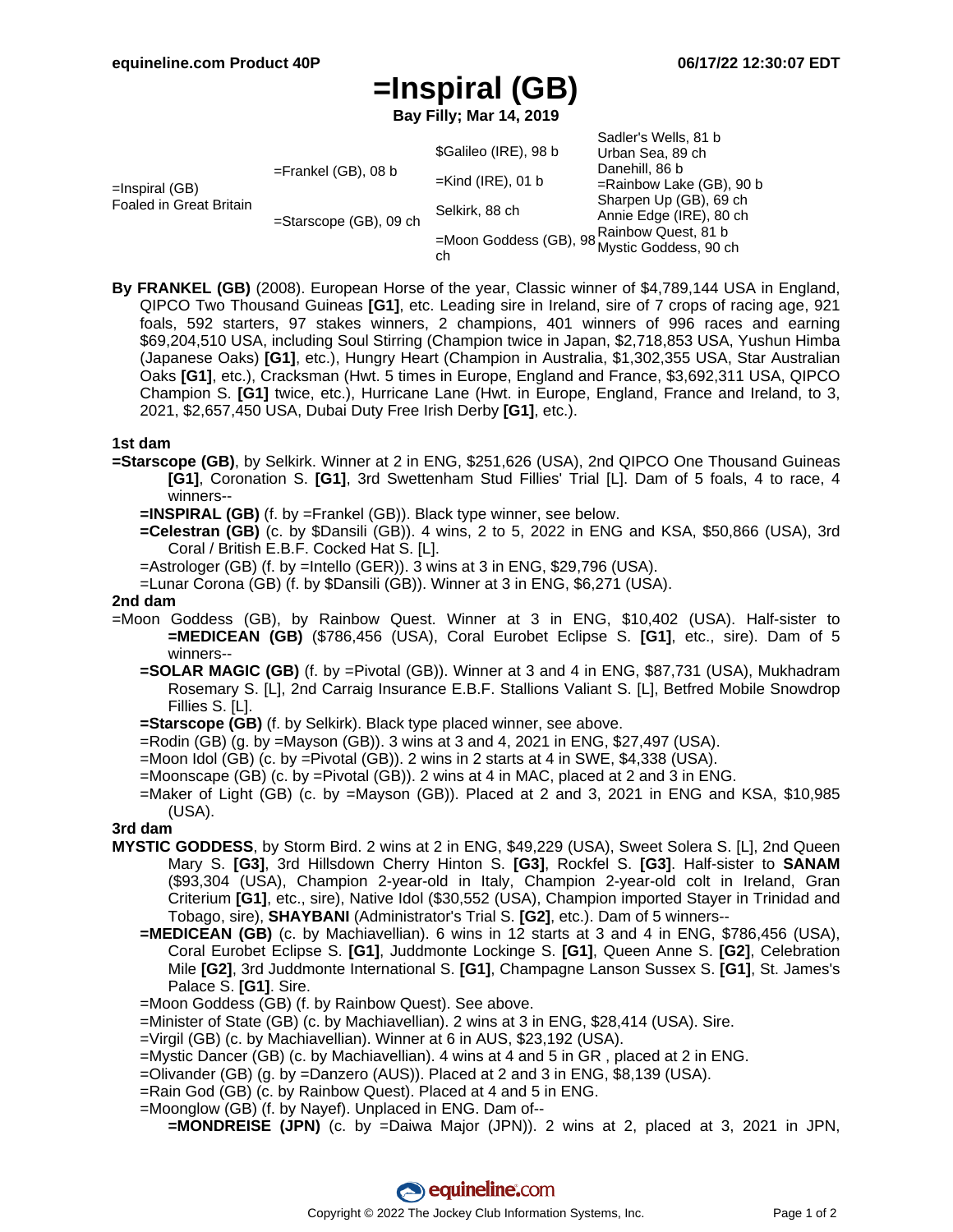# =Inspiral (GB)

**Bay Filly; Mar 14, 2019**

| | | | |
|---|---|---|---|
| =Inspiral (GB) Foaled in Great Britain | =Frankel (GB), 08 b | $Galileo (IRE), 98 b | Sadler's Wells, 81 b |
| | | | Urban Sea, 89 ch |
| | | =Kind (IRE), 01 b | Danehill, 86 b |
| | | | =Rainbow Lake (GB), 90 b |
| | =Starscope (GB), 09 ch | Selkirk, 88 ch | Sharpen Up (GB), 69 ch |
| | | | Annie Edge (IRE), 80 ch |
| | | =Moon Goddess (GB), 98 ch | Rainbow Quest, 81 b |
| | | | Mystic Goddess, 90 ch |

**By FRANKEL (GB)** (2008). European Horse of the year, Classic winner of $4,789,144 USA in England, QIPCO Two Thousand Guineas **[G1]**, etc. Leading sire in Ireland, sire of 7 crops of racing age, 921 foals, 592 starters, 97 stakes winners, 2 champions, 401 winners of 996 races and earning $69,204,510 USA, including Soul Stirring (Champion twice in Japan, $2,718,853 USA, Yushun Himba (Japanese Oaks) **[G1]**, etc.), Hungry Heart (Champion in Australia, $1,302,355 USA, Star Australian Oaks **[G1]**, etc.), Cracksman (Hwt. 5 times in Europe, England and France, $3,692,311 USA, QIPCO Champion S. **[G1]** twice, etc.), Hurricane Lane (Hwt. in Europe, England, France and Ireland, to 3, 2021, $2,657,450 USA, Dubai Duty Free Irish Derby **[G1]**, etc.).

### 1st dam

**=Starscope (GB)**, by Selkirk. Winner at 2 in ENG, $251,626 (USA), 2nd QIPCO One Thousand Guineas **[G1]**, Coronation S. **[G1]**, 3rd Swettenham Stud Fillies' Trial [L]. Dam of 5 foals, 4 to race, 4 winners--

- **=INSPIRAL (GB)** (f. by =Frankel (GB)). Black type winner, see below.
- **=Celestran (GB)** (c. by $Dansili (GB)). 4 wins, 2 to 5, 2022 in ENG and KSA, $50,866 (USA), 3rd Coral / British E.B.F. Cocked Hat S. [L].
- =Astrologer (GB) (f. by =Intello (GER)). 3 wins at 3 in ENG, $29,796 (USA).
- =Lunar Corona (GB) (f. by $Dansili (GB)). Winner at 3 in ENG, $6,271 (USA).

### 2nd dam

=Moon Goddess (GB), by Rainbow Quest. Winner at 3 in ENG, $10,402 (USA). Half-sister to **=MEDICEAN (GB)** ($786,456 (USA), Coral Eurobet Eclipse S. **[G1]**, etc., sire). Dam of 5 winners--

- **=SOLAR MAGIC (GB)** (f. by =Pivotal (GB)). Winner at 3 and 4 in ENG, $87,731 (USA), Mukhadram Rosemary S. [L], 2nd Carraig Insurance E.B.F. Stallions Valiant S. [L], Betfred Mobile Snowdrop Fillies S. [L].
- **=Starscope (GB)** (f. by Selkirk). Black type placed winner, see above.
- =Rodin (GB) (g. by =Mayson (GB)). 3 wins at 3 and 4, 2021 in ENG, $27,497 (USA).
- =Moon Idol (GB) (c. by =Pivotal (GB)). 2 wins in 2 starts at 4 in SWE, $4,338 (USA).
- =Moonscape (GB) (c. by =Pivotal (GB)). 2 wins at 4 in MAC, placed at 2 and 3 in ENG.
- =Maker of Light (GB) (c. by =Mayson (GB)). Placed at 2 and 3, 2021 in ENG and KSA, $10,985 (USA).

### 3rd dam

**MYSTIC GODDESS**, by Storm Bird. 2 wins at 2 in ENG, $49,229 (USA), Sweet Solera S. [L], 2nd Queen Mary S. **[G3]**, 3rd Hillsdown Cherry Hinton S. **[G3]**, Rockfel S. **[G3]**. Half-sister to **SANAM** ($93,304 (USA), Champion 2-year-old in Italy, Champion 2-year-old colt in Ireland, Gran Criterium **[G1]**, etc., sire), Native Idol ($30,552 (USA), Champion imported Stayer in Trinidad and Tobago, sire), **SHAYBANI** (Administrator's Trial S. **[G2]**, etc.). Dam of 5 winners--

- **=MEDICEAN (GB)** (c. by Machiavellian). 6 wins in 12 starts at 3 and 4 in ENG, $786,456 (USA), Coral Eurobet Eclipse S. **[G1]**, Juddmonte Lockinge S. **[G1]**, Queen Anne S. **[G2]**, Celebration Mile **[G2]**, 3rd Juddmonte International S. **[G1]**, Champagne Lanson Sussex S. **[G1]**, St. James's Palace S. **[G1]**. Sire.
- =Moon Goddess (GB) (f. by Rainbow Quest). See above.
- =Minister of State (GB) (c. by Machiavellian). 2 wins at 3 in ENG, $28,414 (USA). Sire.
- =Virgil (GB) (c. by Machiavellian). Winner at 6 in AUS, $23,192 (USA).
- =Mystic Dancer (GB) (c. by Machiavellian). 4 wins at 4 and 5 in GR , placed at 2 in ENG.
- =Olivander (GB) (g. by =Danzero (AUS)). Placed at 2 and 3 in ENG, $8,139 (USA).
- =Rain God (GB) (c. by Rainbow Quest). Placed at 4 and 5 in ENG.
- =Moonglow (GB) (f. by Nayef). Unplaced in ENG. Dam of--
  - **=MONDREISE (JPN)** (c. by =Daiwa Major (JPN)). 2 wins at 2, placed at 3, 2021 in JPN,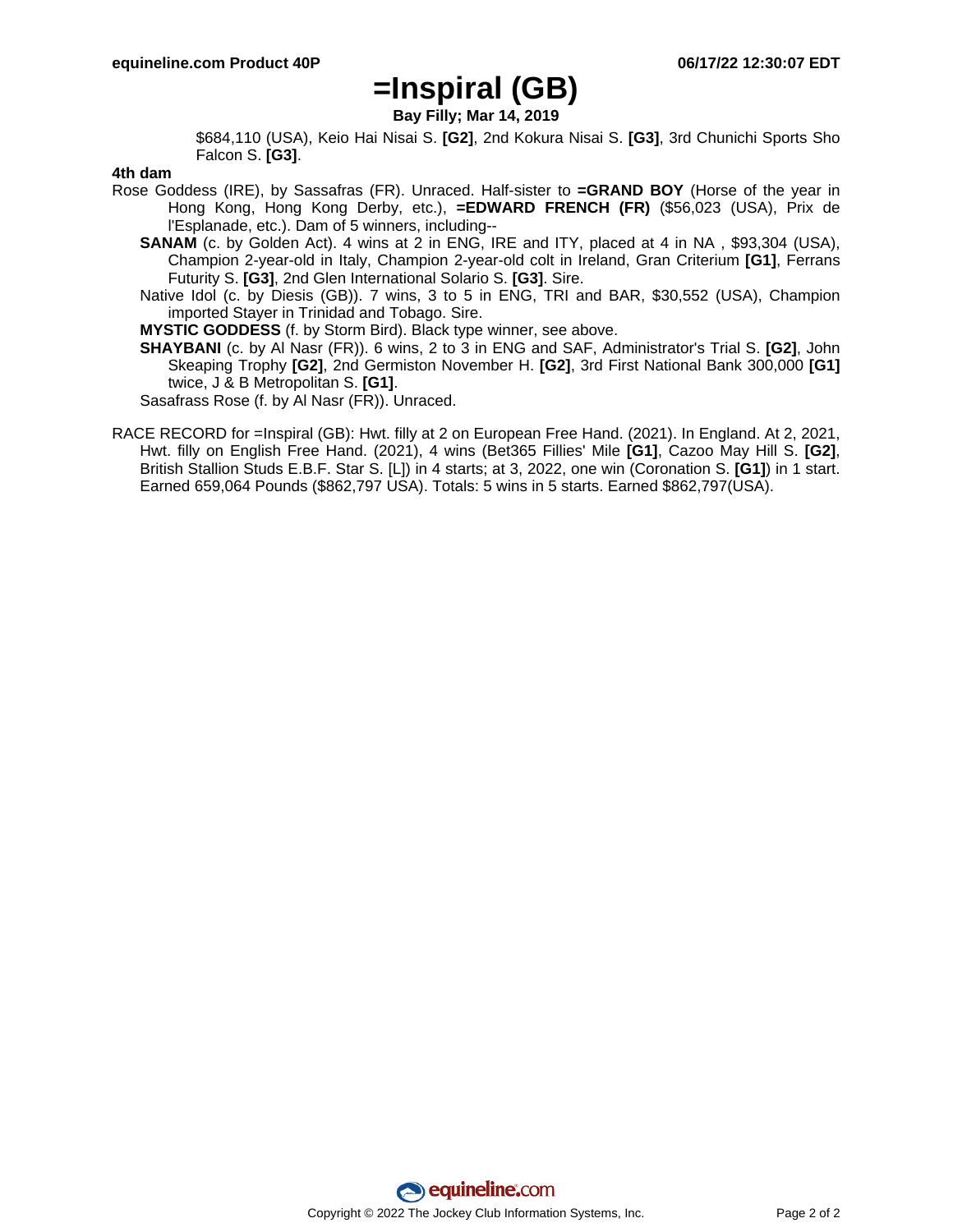# =Inspiral (GB)

**Bay Filly; Mar 14, 2019**

$684,110 (USA), Keio Hai Nisai S. **[G2]**, 2nd Kokura Nisai S. **[G3]**, 3rd Chunichi Sports Sho Falcon S. **[G3]**.

**4th dam**

Rose Goddess (IRE), by Sassafras (FR). Unraced. Half-sister to **=GRAND BOY** (Horse of the year in Hong Kong, Hong Kong Derby, etc.), **=EDWARD FRENCH (FR)** ($56,023 (USA), Prix de l'Esplanade, etc.). Dam of 5 winners, including--

**SANAM** (c. by Golden Act). 4 wins at 2 in ENG, IRE and ITY, placed at 4 in NA , $93,304 (USA), Champion 2-year-old in Italy, Champion 2-year-old colt in Ireland, Gran Criterium **[G1]**, Ferrans Futurity S. **[G3]**, 2nd Glen International Solario S. **[G3]**. Sire.

Native Idol (c. by Diesis (GB)). 7 wins, 3 to 5 in ENG, TRI and BAR, $30,552 (USA), Champion imported Stayer in Trinidad and Tobago. Sire.

**MYSTIC GODDESS** (f. by Storm Bird). Black type winner, see above.

**SHAYBANI** (c. by Al Nasr (FR)). 6 wins, 2 to 3 in ENG and SAF, Administrator's Trial S. **[G2]**, John Skeaping Trophy **[G2]**, 2nd Germiston November H. **[G2]**, 3rd First National Bank 300,000 **[G1]** twice, J & B Metropolitan S. **[G1]**.

Sasafrass Rose (f. by Al Nasr (FR)). Unraced.

RACE RECORD for =Inspiral (GB): Hwt. filly at 2 on European Free Hand. (2021). In England. At 2, 2021, Hwt. filly on English Free Hand. (2021), 4 wins (Bet365 Fillies' Mile **[G1]**, Cazoo May Hill S. **[G2]**, British Stallion Studs E.B.F. Star S. [L]) in 4 starts; at 3, 2022, one win (Coronation S. **[G1]**) in 1 start. Earned 659,064 Pounds ($862,797 USA). Totals: 5 wins in 5 starts. Earned $862,797(USA).